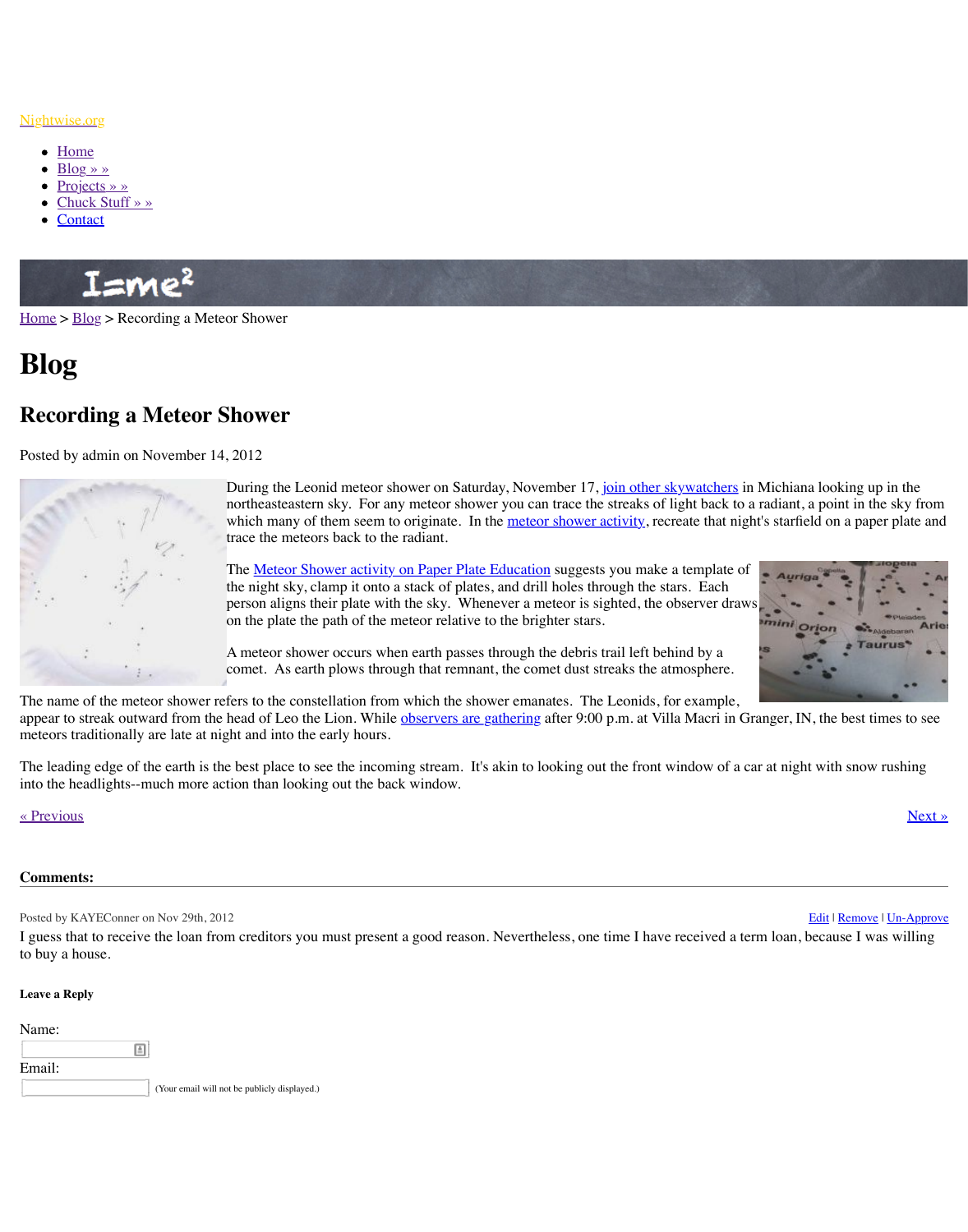Nightwise.org

- Home
- Blog » »
- Projects » »
- Chuck Stuff » »
- Contact

Home > Blog > Recording a Meteor Shower

# Blog

## Recording a Meteor Shower

Posted by admin on November 14, 2012

During the Leonid meteor shower on Saturday, November 17, join other skywatchers in Michiana looking up in the northeasteastern sky. For any meteor shower you can trace the streaks of light back to a radiant, a point in the sky from which many of them seem to originate. In the meteor shower activity, recreate that night's starfield on a paper plate and trace the meteors back to the radiant.

The Meteor Shower activity on Paper Plate Education suggests you make a template of the night sky, clamp it onto a stack of plates, and drill holes through the stars. Each person aligns their plate with the sky. Whenever a meteor is sighted, the observer draws on the plate the path of the meteor relative to the brighter stars.

A meteor shower occurs when earth passes through the debris trail left behind by a comet. As earth plows through that remnant, the comet dust streaks the atmosphere.

The name of the meteor shower refers to the constellation from which the shower emanates. The Leonids, for example, appear to streak outward from the head of Leo the Lion. While observers are gathering after 9:00 p.m. at Villa Macri in Granger, IN, the best times to see meteors traditionally are late at night and into the early hours.

The leading edge of the earth is the best place to see the incoming stream. It's akin to looking out the front window of a car at night with snow rushing into the headlights--much more action than looking out the back window.

« Previous | Next »

**Comments:**

Posted by KAYEConner on Nov 29th, 2012 | Edit | Remove | Un-Approve

I guess that to receive the loan from creditors you must present a good reason. Nevertheless, one time I have received a term loan, because I was willing to buy a house.

**Leave a Reply**

Name:

Email:

(Your email will not be publicly displayed.)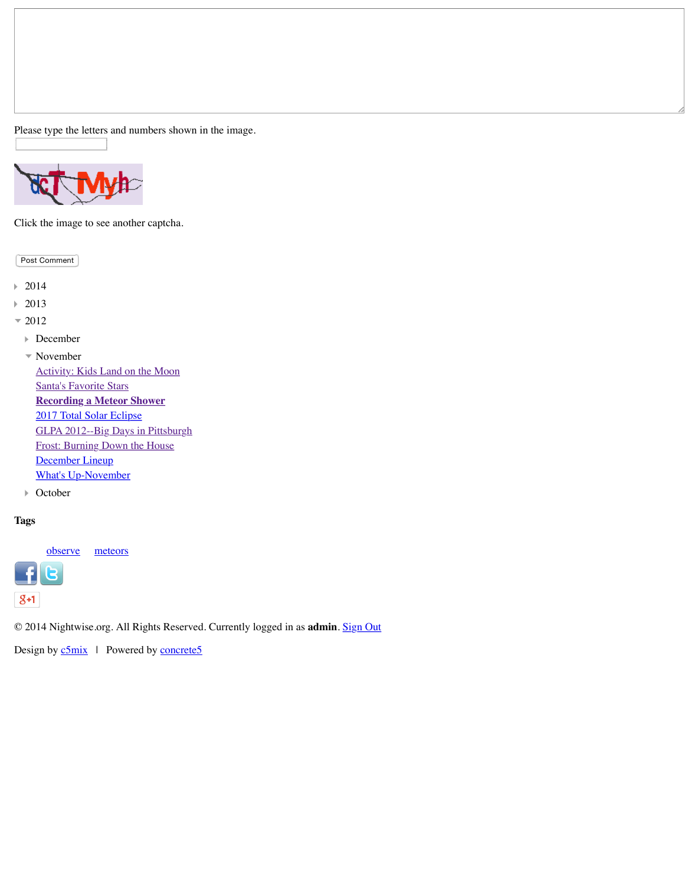Please type the letters and numbers shown in the image.

Click the image to see another captcha.

Post Comment

- 2014
- 2013
- 2012
  - December
  - November
    - Activity: Kids Land on the Moon
    - Santa's Favorite Stars
    - **Recording a Meteor Shower**
    - 2017 Total Solar Eclipse
    - GLPA 2012--Big Days in Pittsburgh
    - Frost: Burning Down the House
    - December Lineup
    - What's Up-November
  - October

**Tags**

observe meteors

© 2014 Nightwise.org. All Rights Reserved. Currently logged in as **admin**. Sign Out

Design by c5mix | Powered by concrete5